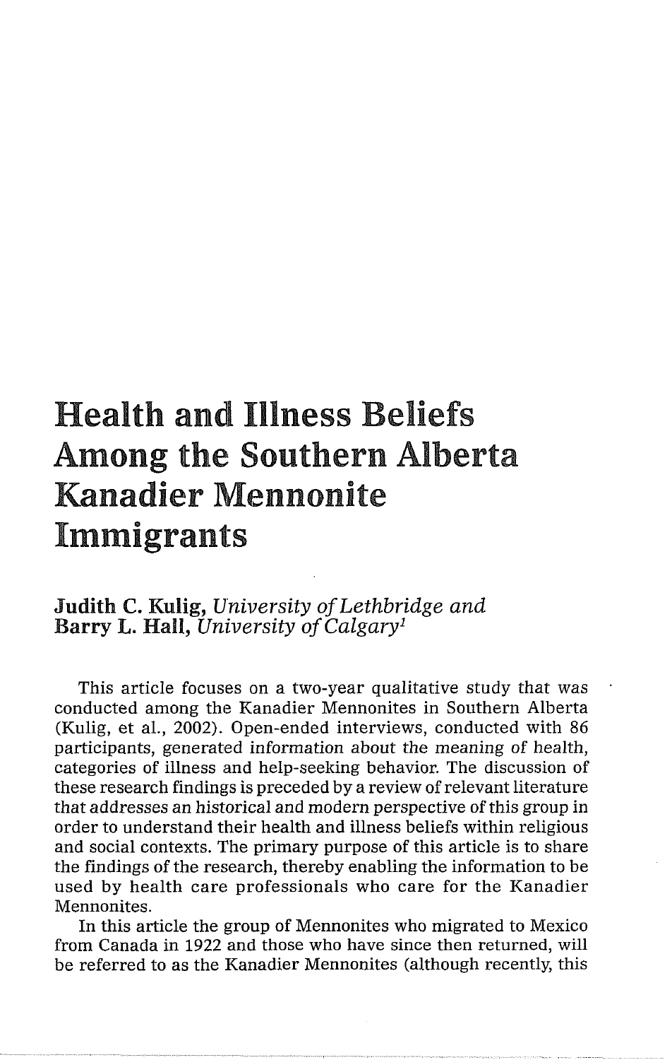# Health and Illness Beliefs Among the Southern Alberta Kanadier Mennonite Immigrants

**Judith C. Kulig,** *University of Lethbridge and*
**Barry L. Hall,** *University of Calgary*[1]

This article focuses on a two-year qualitative study that was conducted among the Kanadier Mennonites in Southern Alberta (Kulig, et al., 2002). Open-ended interviews, conducted with 86 participants, generated information about the meaning of health, categories of illness and help-seeking behavior. The discussion of these research findings is preceded by a review of relevant literature that addresses an historical and modern perspective of this group in order to understand their health and illness beliefs within religious and social contexts. The primary purpose of this article is to share the findings of the research, thereby enabling the information to be used by health care professionals who care for the Kanadier Mennonites.

In this article the group of Mennonites who migrated to Mexico from Canada in 1922 and those who have since then returned, will be referred to as the Kanadier Mennonites (although recently, this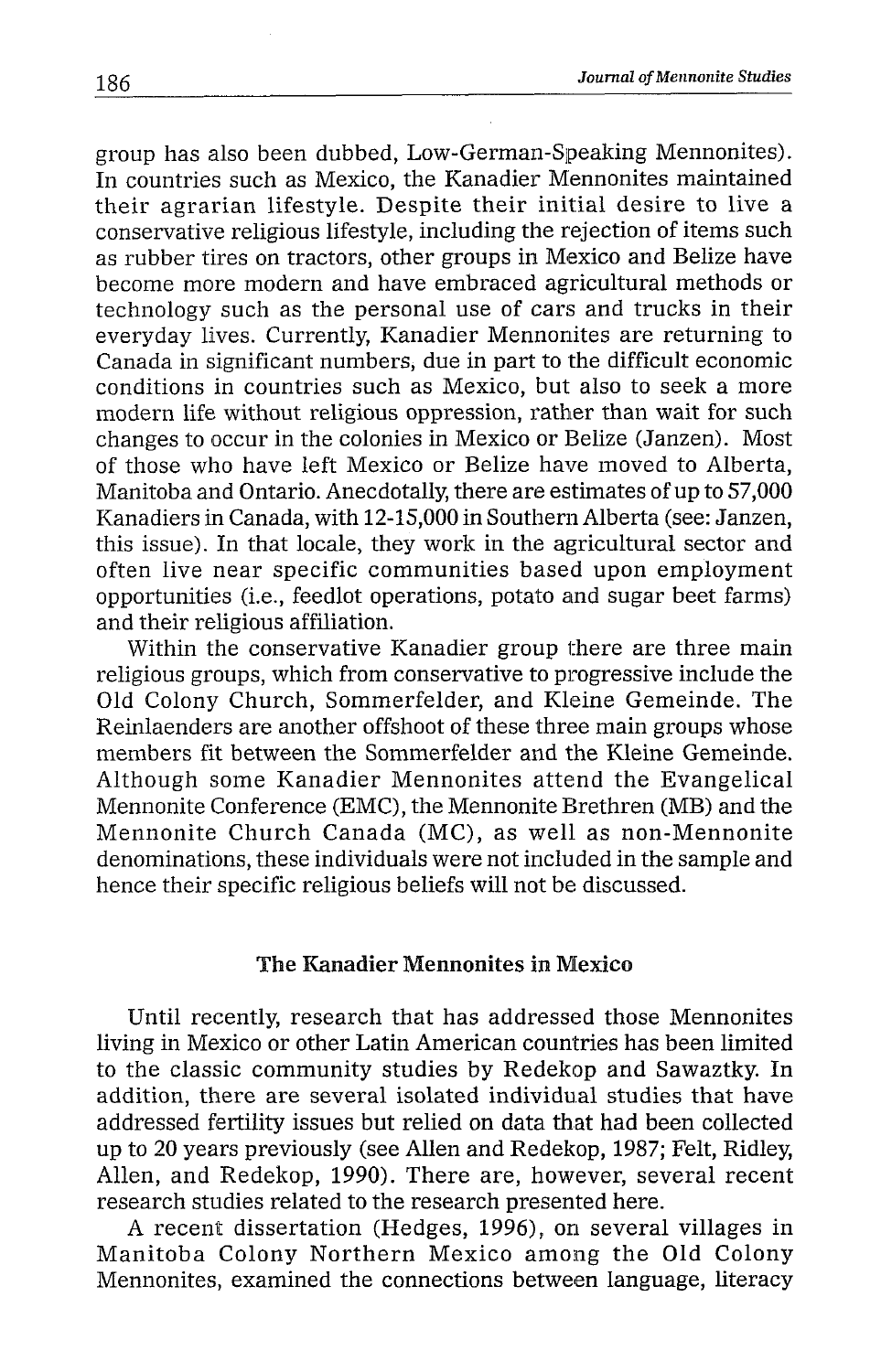group has also been dubbed, Low-German-Speaking Mennonites). In countries such as Mexico, the Kanadier Mennonites maintained their agrarian lifestyle. Despite their initial desire to live a conservative religious lifestyle, including the rejection of items such as rubber tires on tractors, other groups in Mexico and Belize have become more modern and have embraced agricultural methods or technology such as the personal use of cars and trucks in their everyday lives. Currently, Kanadier Mennonites are returning to Canada in significant numbers, due in part to the difficult economic conditions in countries such as Mexico, but also to seek a more modern life without religious oppression, rather than wait for such changes to occur in the colonies in Mexico or Belize (Janzen). Most of those who have left Mexico or Belize have moved to Alberta, Manitoba and Ontario. Anecdotally, there are estimates of up to 57,000 Kanadiers in Canada, with 12-15,000 in Southern Alberta (see: Janzen, this issue). In that locale, they work in the agricultural sector and often live near specific communities based upon employment opportunities (i.e., feedlot operations, potato and sugar beet farms) and their religious affiliation.

Within the conservative Kanadier group there are three main religious groups, which from conservative to progressive include the Old Colony Church, Sommerfelder, and Kleine Gemeinde. The Reinlaenders are another offshoot of these three main groups whose members fit between the Sommerfelder and the Kleine Gemeinde. Although some Kanadier Mennonites attend the Evangelical Mennonite Conference (EMC), the Mennonite Brethren (MB) and the Mennonite Church Canada (MC), as well as non-Mennonite denominations, these individuals were not included in the sample and hence their specific religious beliefs will not be discussed.

## The Kanadier Mennonites in Mexico

Until recently, research that has addressed those Mennonites living in Mexico or other Latin American countries has been limited to the classic community studies by Redekop and Sawaztky. In addition, there are several isolated individual studies that have addressed fertility issues but relied on data that had been collected up to 20 years previously (see Allen and Redekop, 1987; Felt, Ridley, Allen, and Redekop, 1990). There are, however, several recent research studies related to the research presented here.

A recent dissertation (Hedges, 1996), on several villages in Manitoba Colony Northern Mexico among the Old Colony Mennonites, examined the connections between language, literacy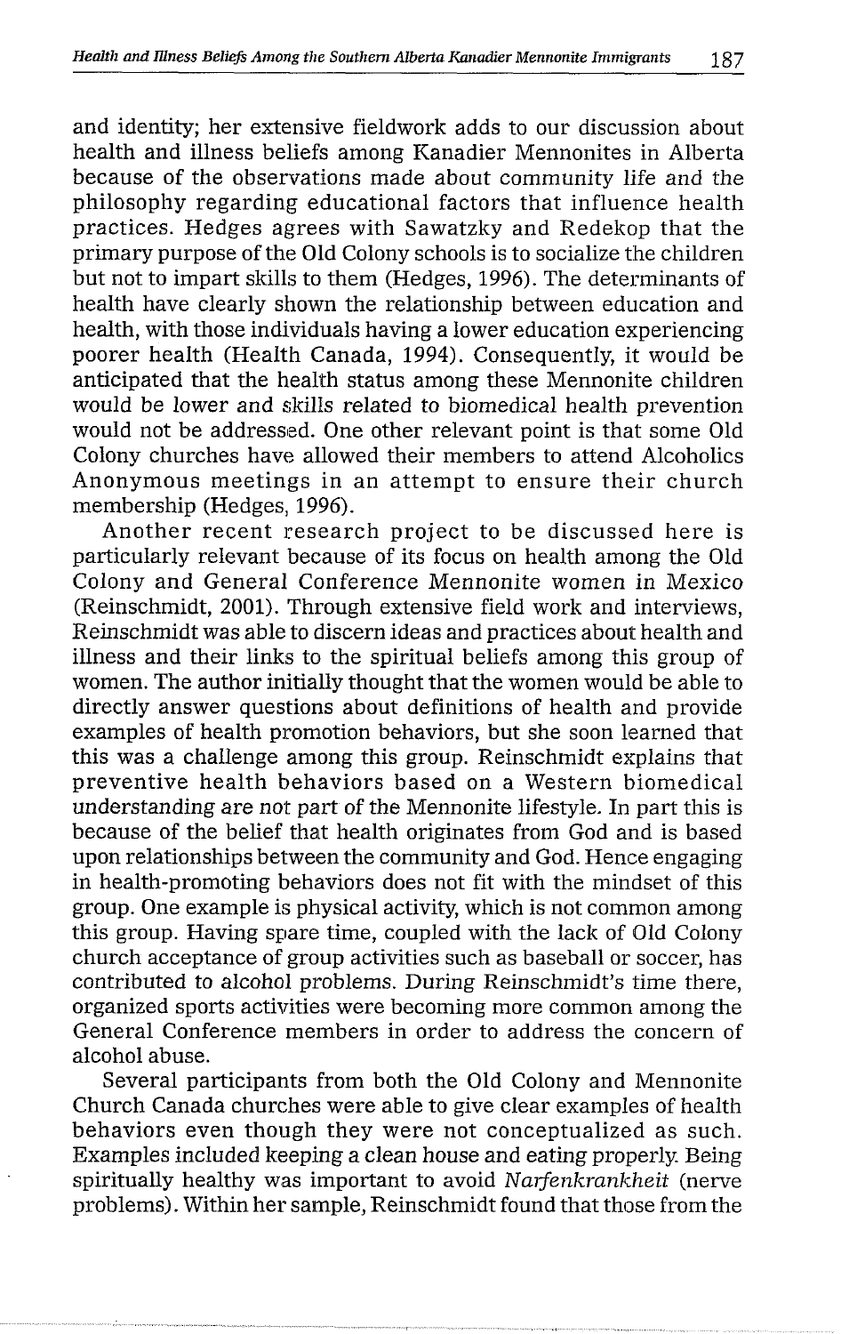and identity; her extensive fieldwork adds to our discussion about health and illness beliefs among Kanadier Mennonites in Alberta because of the observations made about community life and the philosophy regarding educational factors that influence health practices. Hedges agrees with Sawatzky and Redekop that the primary purpose of the Old Colony schools is to socialize the children but not to impart skills to them (Hedges, 1996). The determinants of health have clearly shown the relationship between education and health, with those individuals having a lower education experiencing poorer health (Health Canada, 1994). Consequently, it would be anticipated that the health status among these Mennonite children would be lower and skills related to biomedical health prevention would not be addressed. One other relevant point is that some Old Colony churches have allowed their members to attend Alcoholics Anonymous meetings in an attempt to ensure their church membership (Hedges, 1996).

Another recent research project to be discussed here is particularly relevant because of its focus on health among the Old Colony and General Conference Mennonite women in Mexico (Reinschmidt, 2001). Through extensive field work and interviews, Reinschmidt was able to discern ideas and practices about health and illness and their links to the spiritual beliefs among this group of women. The author initially thought that the women would be able to directly answer questions about definitions of health and provide examples of health promotion behaviors, but she soon learned that this was a challenge among this group. Reinschmidt explains that preventive health behaviors based on a Western biomedical understanding are not part of the Mennonite lifestyle. In part this is because of the belief that health originates from God and is based upon relationships between the community and God. Hence engaging in health-promoting behaviors does not fit with the mindset of this group. One example is physical activity, which is not common among this group. Having spare time, coupled with the lack of Old Colony church acceptance of group activities such as baseball or soccer, has contributed to alcohol problems. During Reinschmidt's time there, organized sports activities were becoming more common among the General Conference members in order to address the concern of alcohol abuse.

Several participants from both the Old Colony and Mennonite Church Canada churches were able to give clear examples of health behaviors even though they were not conceptualized as such. Examples included keeping a clean house and eating properly. Being spiritually healthy was important to avoid *Narfenkrankheit* (nerve problems). Within her sample, Reinschmidt found that those from the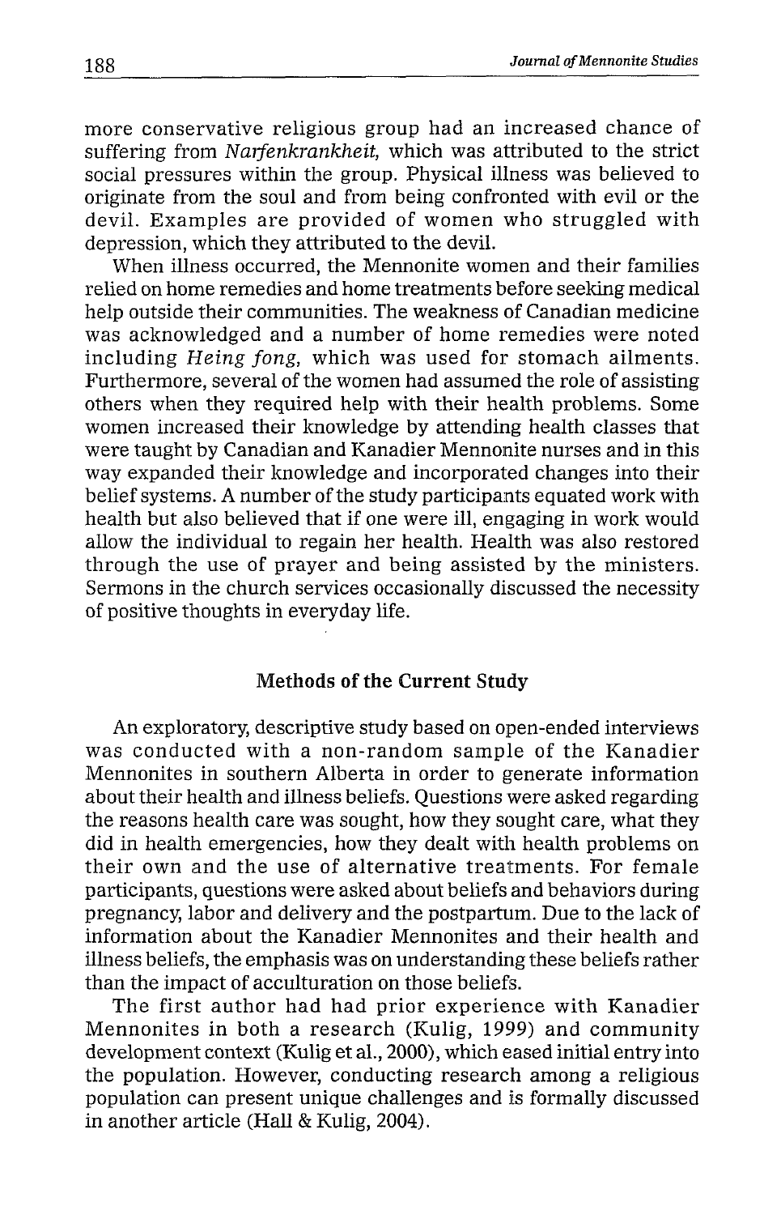more conservative religious group had an increased chance of suffering from *Narfenkrankheit*, which was attributed to the strict social pressures within the group. Physical illness was believed to originate from the soul and from being confronted with evil or the devil. Examples are provided of women who struggled with depression, which they attributed to the devil.

When illness occurred, the Mennonite women and their families relied on home remedies and home treatments before seeking medical help outside their communities. The weakness of Canadian medicine was acknowledged and a number of home remedies were noted including *Heing fong*, which was used for stomach ailments. Furthermore, several of the women had assumed the role of assisting others when they required help with their health problems. Some women increased their knowledge by attending health classes that were taught by Canadian and Kanadier Mennonite nurses and in this way expanded their knowledge and incorporated changes into their belief systems. A number of the study participants equated work with health but also believed that if one were ill, engaging in work would allow the individual to regain her health. Health was also restored through the use of prayer and being assisted by the ministers. Sermons in the church services occasionally discussed the necessity of positive thoughts in everyday life.

## Methods of the Current Study

An exploratory, descriptive study based on open-ended interviews was conducted with a non-random sample of the Kanadier Mennonites in southern Alberta in order to generate information about their health and illness beliefs. Questions were asked regarding the reasons health care was sought, how they sought care, what they did in health emergencies, how they dealt with health problems on their own and the use of alternative treatments. For female participants, questions were asked about beliefs and behaviors during pregnancy, labor and delivery and the postpartum. Due to the lack of information about the Kanadier Mennonites and their health and illness beliefs, the emphasis was on understanding these beliefs rather than the impact of acculturation on those beliefs.

The first author had had prior experience with Kanadier Mennonites in both a research (Kulig, 1999) and community development context (Kulig et al., 2000), which eased initial entry into the population. However, conducting research among a religious population can present unique challenges and is formally discussed in another article (Hall & Kulig, 2004).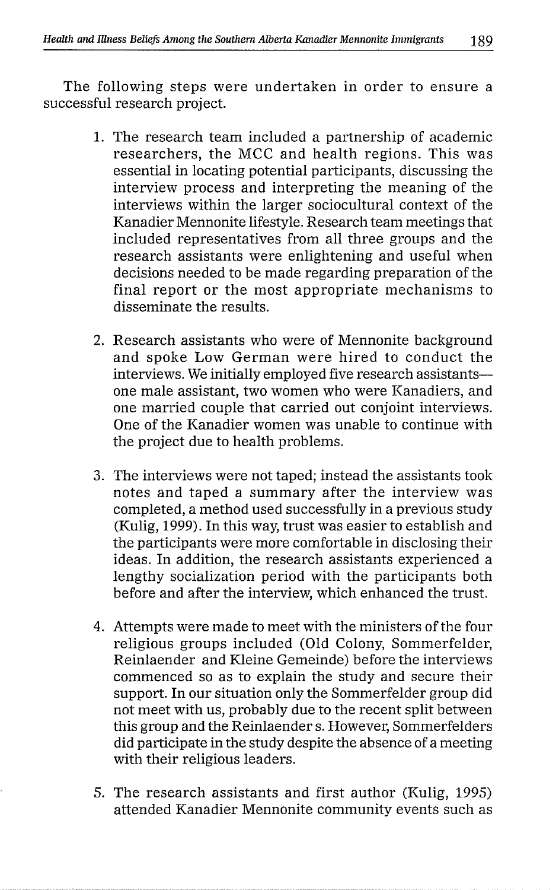The following steps were undertaken in order to ensure a successful research project.

1. The research team included a partnership of academic researchers, the MCC and health regions. This was essential in locating potential participants, discussing the interview process and interpreting the meaning of the interviews within the larger sociocultural context of the Kanadier Mennonite lifestyle. Research team meetings that included representatives from all three groups and the research assistants were enlightening and useful when decisions needed to be made regarding preparation of the final report or the most appropriate mechanisms to disseminate the results.

2. Research assistants who were of Mennonite background and spoke Low German were hired to conduct the interviews. We initially employed five research assistants—one male assistant, two women who were Kanadiers, and one married couple that carried out conjoint interviews. One of the Kanadier women was unable to continue with the project due to health problems.

3. The interviews were not taped; instead the assistants took notes and taped a summary after the interview was completed, a method used successfully in a previous study (Kulig, 1999). In this way, trust was easier to establish and the participants were more comfortable in disclosing their ideas. In addition, the research assistants experienced a lengthy socialization period with the participants both before and after the interview, which enhanced the trust.

4. Attempts were made to meet with the ministers of the four religious groups included (Old Colony, Sommerfelder, Reinlaender and Kleine Gemeinde) before the interviews commenced so as to explain the study and secure their support. In our situation only the Sommerfelder group did not meet with us, probably due to the recent split between this group and the Reinlaender s. However, Sommerfelders did participate in the study despite the absence of a meeting with their religious leaders.

5. The research assistants and first author (Kulig, 1995) attended Kanadier Mennonite community events such as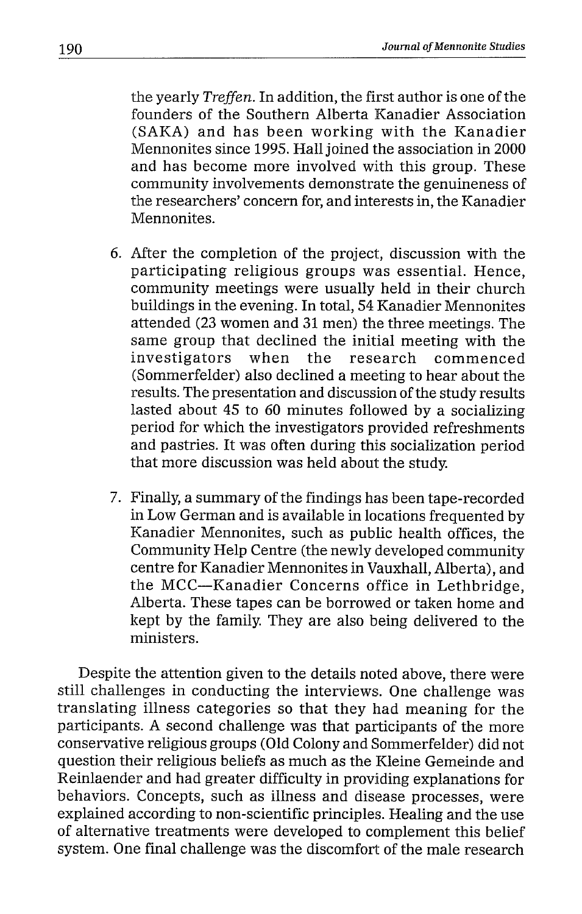the yearly *Treffen*. In addition, the first author is one of the founders of the Southern Alberta Kanadier Association (SAKA) and has been working with the Kanadier Mennonites since 1995. Hall joined the association in 2000 and has become more involved with this group. These community involvements demonstrate the genuineness of the researchers' concern for, and interests in, the Kanadier Mennonites.

6. After the completion of the project, discussion with the participating religious groups was essential. Hence, community meetings were usually held in their church buildings in the evening. In total, 54 Kanadier Mennonites attended (23 women and 31 men) the three meetings. The same group that declined the initial meeting with the investigators when the research commenced (Sommerfelder) also declined a meeting to hear about the results. The presentation and discussion of the study results lasted about 45 to 60 minutes followed by a socializing period for which the investigators provided refreshments and pastries. It was often during this socialization period that more discussion was held about the study.

7. Finally, a summary of the findings has been tape-recorded in Low German and is available in locations frequented by Kanadier Mennonites, such as public health offices, the Community Help Centre (the newly developed community centre for Kanadier Mennonites in Vauxhall, Alberta), and the MCC—Kanadier Concerns office in Lethbridge, Alberta. These tapes can be borrowed or taken home and kept by the family. They are also being delivered to the ministers.

Despite the attention given to the details noted above, there were still challenges in conducting the interviews. One challenge was translating illness categories so that they had meaning for the participants. A second challenge was that participants of the more conservative religious groups (Old Colony and Sommerfelder) did not question their religious beliefs as much as the Kleine Gemeinde and Reinlaender and had greater difficulty in providing explanations for behaviors. Concepts, such as illness and disease processes, were explained according to non-scientific principles. Healing and the use of alternative treatments were developed to complement this belief system. One final challenge was the discomfort of the male research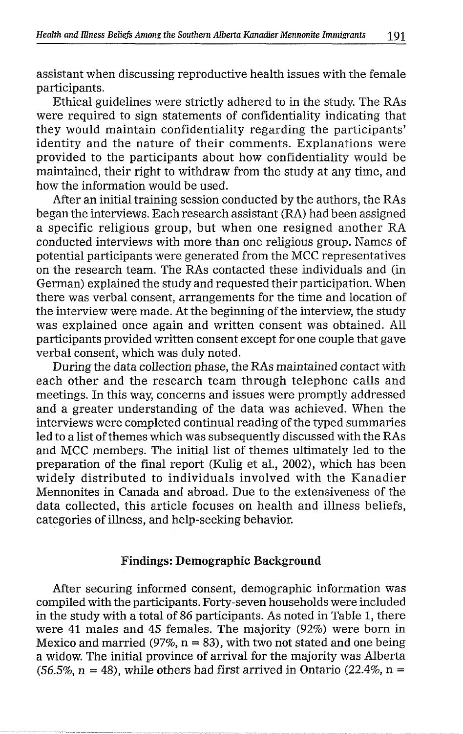assistant when discussing reproductive health issues with the female participants.

Ethical guidelines were strictly adhered to in the study. The RAs were required to sign statements of confidentiality indicating that they would maintain confidentiality regarding the participants' identity and the nature of their comments. Explanations were provided to the participants about how confidentiality would be maintained, their right to withdraw from the study at any time, and how the information would be used.

After an initial training session conducted by the authors, the RAs began the interviews. Each research assistant (RA) had been assigned a specific religious group, but when one resigned another RA conducted interviews with more than one religious group. Names of potential participants were generated from the MCC representatives on the research team. The RAs contacted these individuals and (in German) explained the study and requested their participation. When there was verbal consent, arrangements for the time and location of the interview were made. At the beginning of the interview, the study was explained once again and written consent was obtained. All participants provided written consent except for one couple that gave verbal consent, which was duly noted.

During the data collection phase, the RAs maintained contact with each other and the research team through telephone calls and meetings. In this way, concerns and issues were promptly addressed and a greater understanding of the data was achieved. When the interviews were completed continual reading of the typed summaries led to a list of themes which was subsequently discussed with the RAs and MCC members. The initial list of themes ultimately led to the preparation of the final report (Kulig et al., 2002), which has been widely distributed to individuals involved with the Kanadier Mennonites in Canada and abroad. Due to the extensiveness of the data collected, this article focuses on health and illness beliefs, categories of illness, and help-seeking behavior.

## Findings: Demographic Background

After securing informed consent, demographic information was compiled with the participants. Forty-seven households were included in the study with a total of 86 participants. As noted in Table 1, there were 41 males and 45 females. The majority (92%) were born in Mexico and married (97%, n = 83), with two not stated and one being a widow. The initial province of arrival for the majority was Alberta (56.5%, n = 48), while others had first arrived in Ontario (22.4%, n =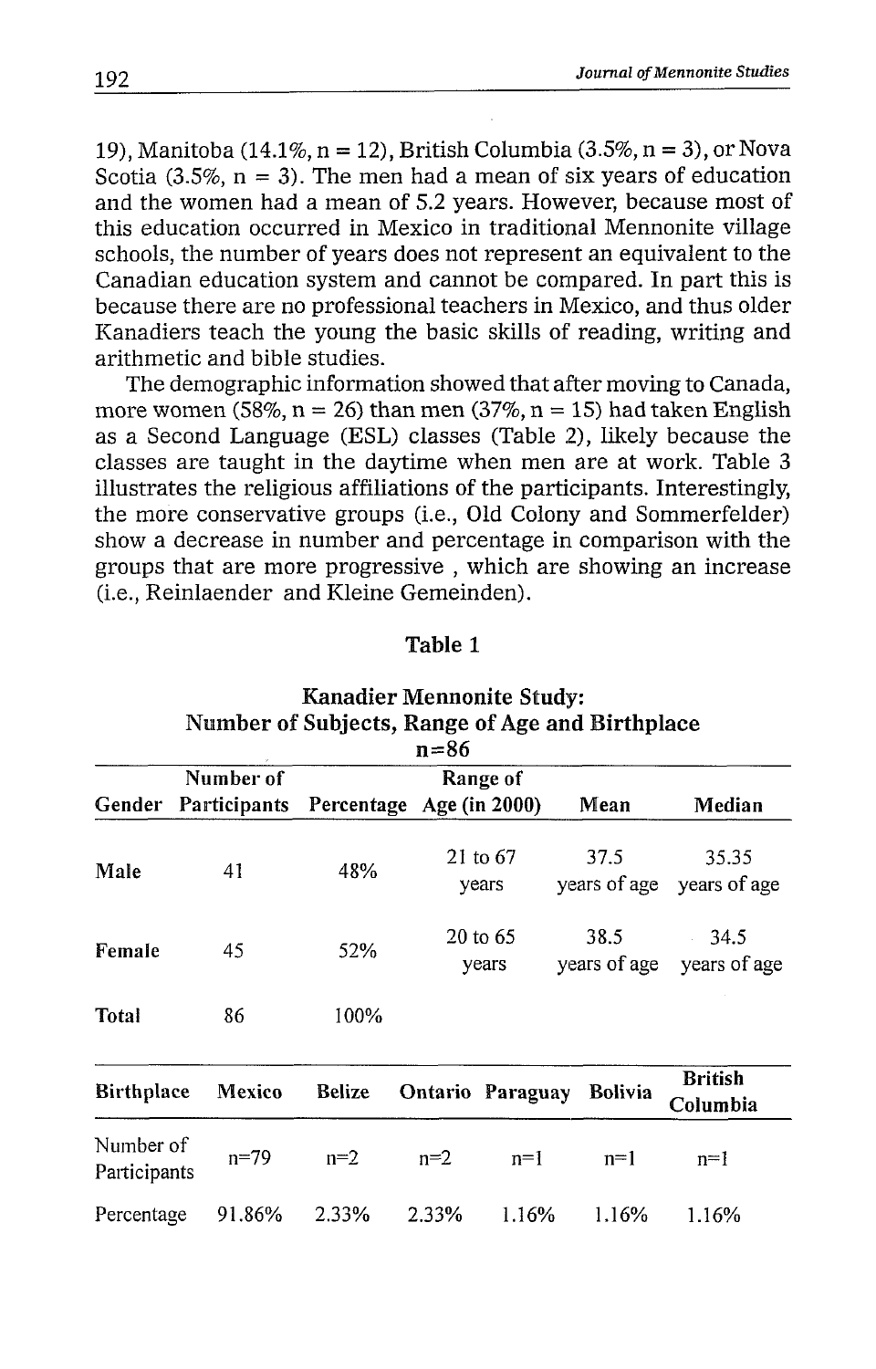19), Manitoba (14.1%, n = 12), British Columbia (3.5%, n = 3), or Nova Scotia (3.5%, n = 3). The men had a mean of six years of education and the women had a mean of 5.2 years. However, because most of this education occurred in Mexico in traditional Mennonite village schools, the number of years does not represent an equivalent to the Canadian education system and cannot be compared. In part this is because there are no professional teachers in Mexico, and thus older Kanadiers teach the young the basic skills of reading, writing and arithmetic and bible studies.

The demographic information showed that after moving to Canada, more women (58%, n = 26) than men (37%, n = 15) had taken English as a Second Language (ESL) classes (Table 2), likely because the classes are taught in the daytime when men are at work. Table 3 illustrates the religious affiliations of the participants. Interestingly, the more conservative groups (i.e., Old Colony and Sommerfelder) show a decrease in number and percentage in comparison with the groups that are more progressive , which are showing an increase (i.e., Reinlaender and Kleine Gemeinden).

**Table 1**

**Kanadier Mennonite Study:**
**Number of Subjects, Range of Age and Birthplace**
**n=86**

| Gender | Number of Participants | Percentage | Range of Age (in 2000) | Mean | Median |
|---|---|---|---|---|---|
| **Male** | 41 | 48% | 21 to 67 years | 37.5 years of age | 35.35 years of age |
| **Female** | 45 | 52% | 20 to 65 years | 38.5 years of age | 34.5 years of age |
| **Total** | 86 | 100% | | | |

| Birthplace | Mexico | Belize | Ontario | Paraguay | Bolivia | British Columbia |
|---|---|---|---|---|---|---|
| Number of Participants | n=79 | n=2 | n=2 | n=1 | n=1 | n=1 |
| Percentage | 91.86% | 2.33% | 2.33% | 1.16% | 1.16% | 1.16% |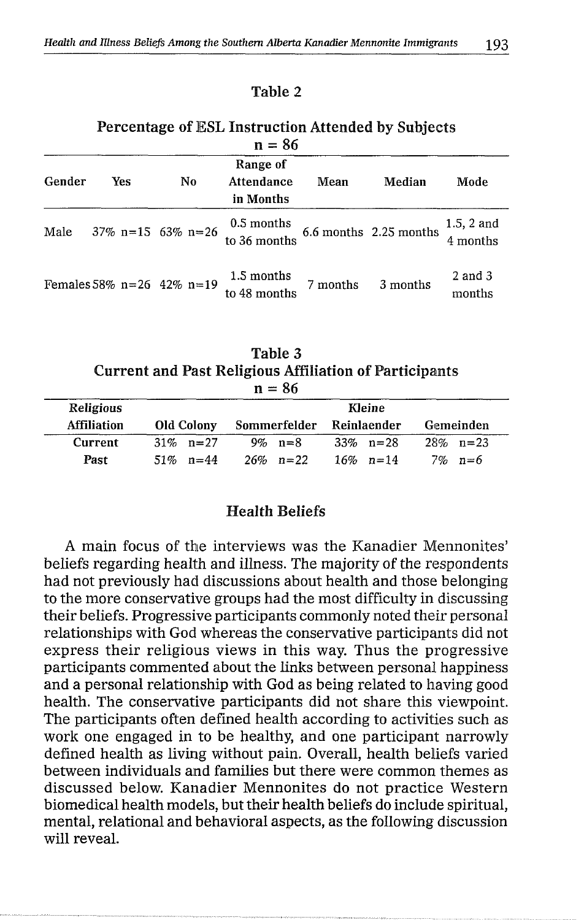Table 2

Percentage of ESL Instruction Attended by Subjects
n = 86

| Gender | Yes | No | Range of Attendance in Months | Mean | Median | Mode |
|---|---|---|---|---|---|---|
| Male | 37% n=15 | 63% n=26 | 0.5 months to 36 months | 6.6 months | 2.25 months | 1.5, 2 and 4 months |
| Females | 58% n=26 | 42% n=19 | 1.5 months to 48 months | 7 months | 3 months | 2 and 3 months |

Table 3
Current and Past Religious Affiliation of Participants
n = 86

| Religious Affiliation | Old Colony | Sommerfelder | Kleine Reinlaender | Gemeinden |
|---|---|---|---|---|
| Current | 31% n=27 | 9% n=8 | 33% n=28 | 28% n=23 |
| Past | 51% n=44 | 26% n=22 | 16% n=14 | 7% n=6 |

## Health Beliefs

A main focus of the interviews was the Kanadier Mennonites' beliefs regarding health and illness. The majority of the respondents had not previously had discussions about health and those belonging to the more conservative groups had the most difficulty in discussing their beliefs. Progressive participants commonly noted their personal relationships with God whereas the conservative participants did not express their religious views in this way. Thus the progressive participants commented about the links between personal happiness and a personal relationship with God as being related to having good health. The conservative participants did not share this viewpoint. The participants often defined health according to activities such as work one engaged in to be healthy, and one participant narrowly defined health as living without pain. Overall, health beliefs varied between individuals and families but there were common themes as discussed below. Kanadier Mennonites do not practice Western biomedical health models, but their health beliefs do include spiritual, mental, relational and behavioral aspects, as the following discussion will reveal.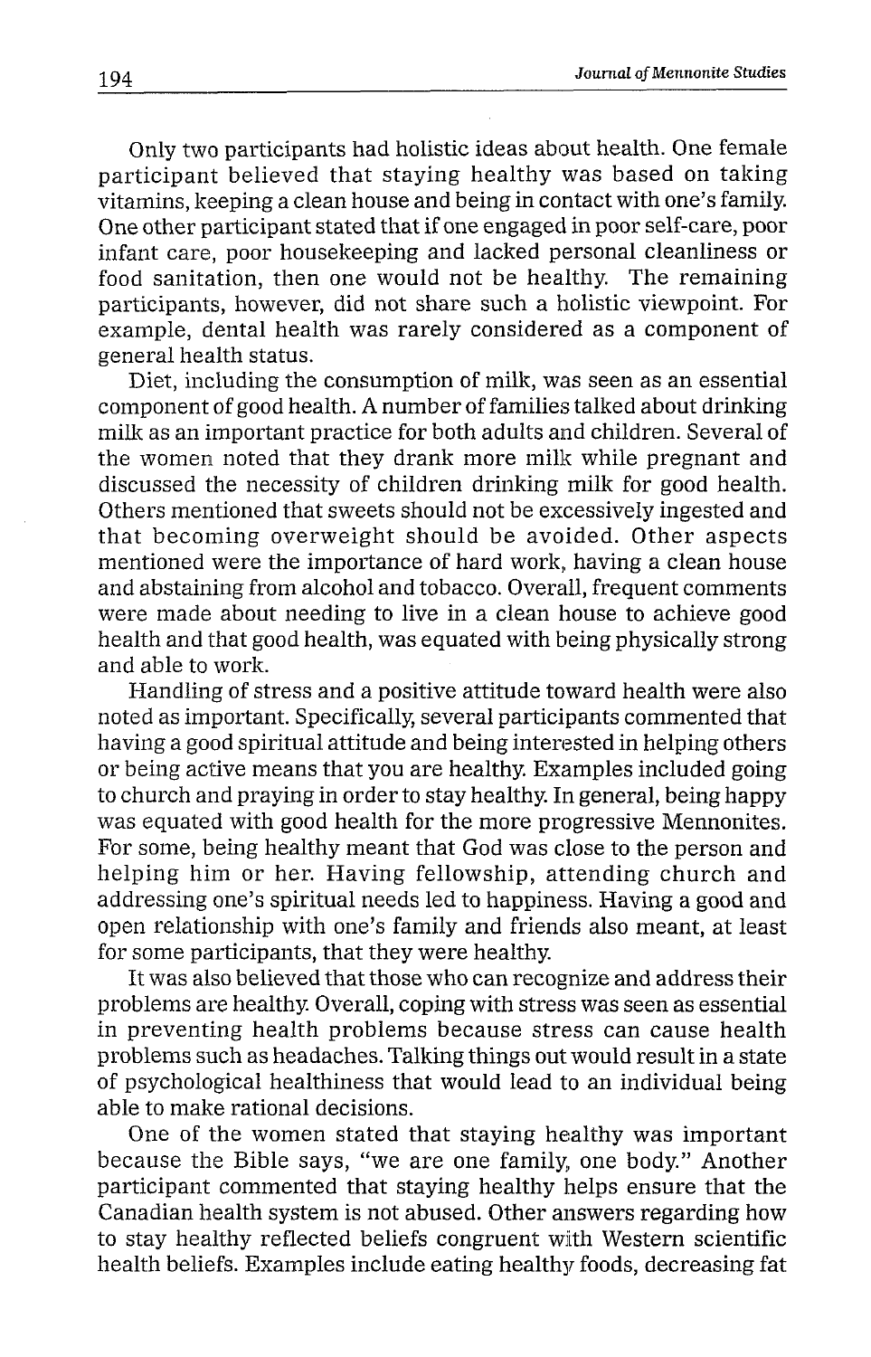Only two participants had holistic ideas about health. One female participant believed that staying healthy was based on taking vitamins, keeping a clean house and being in contact with one's family. One other participant stated that if one engaged in poor self-care, poor infant care, poor housekeeping and lacked personal cleanliness or food sanitation, then one would not be healthy. The remaining participants, however, did not share such a holistic viewpoint. For example, dental health was rarely considered as a component of general health status.

Diet, including the consumption of milk, was seen as an essential component of good health. A number of families talked about drinking milk as an important practice for both adults and children. Several of the women noted that they drank more milk while pregnant and discussed the necessity of children drinking milk for good health. Others mentioned that sweets should not be excessively ingested and that becoming overweight should be avoided. Other aspects mentioned were the importance of hard work, having a clean house and abstaining from alcohol and tobacco. Overall, frequent comments were made about needing to live in a clean house to achieve good health and that good health, was equated with being physically strong and able to work.

Handling of stress and a positive attitude toward health were also noted as important. Specifically, several participants commented that having a good spiritual attitude and being interested in helping others or being active means that you are healthy. Examples included going to church and praying in order to stay healthy. In general, being happy was equated with good health for the more progressive Mennonites. For some, being healthy meant that God was close to the person and helping him or her. Having fellowship, attending church and addressing one's spiritual needs led to happiness. Having a good and open relationship with one's family and friends also meant, at least for some participants, that they were healthy.

It was also believed that those who can recognize and address their problems are healthy. Overall, coping with stress was seen as essential in preventing health problems because stress can cause health problems such as headaches. Talking things out would result in a state of psychological healthiness that would lead to an individual being able to make rational decisions.

One of the women stated that staying healthy was important because the Bible says, "we are one family, one body." Another participant commented that staying healthy helps ensure that the Canadian health system is not abused. Other answers regarding how to stay healthy reflected beliefs congruent with Western scientific health beliefs. Examples include eating healthy foods, decreasing fat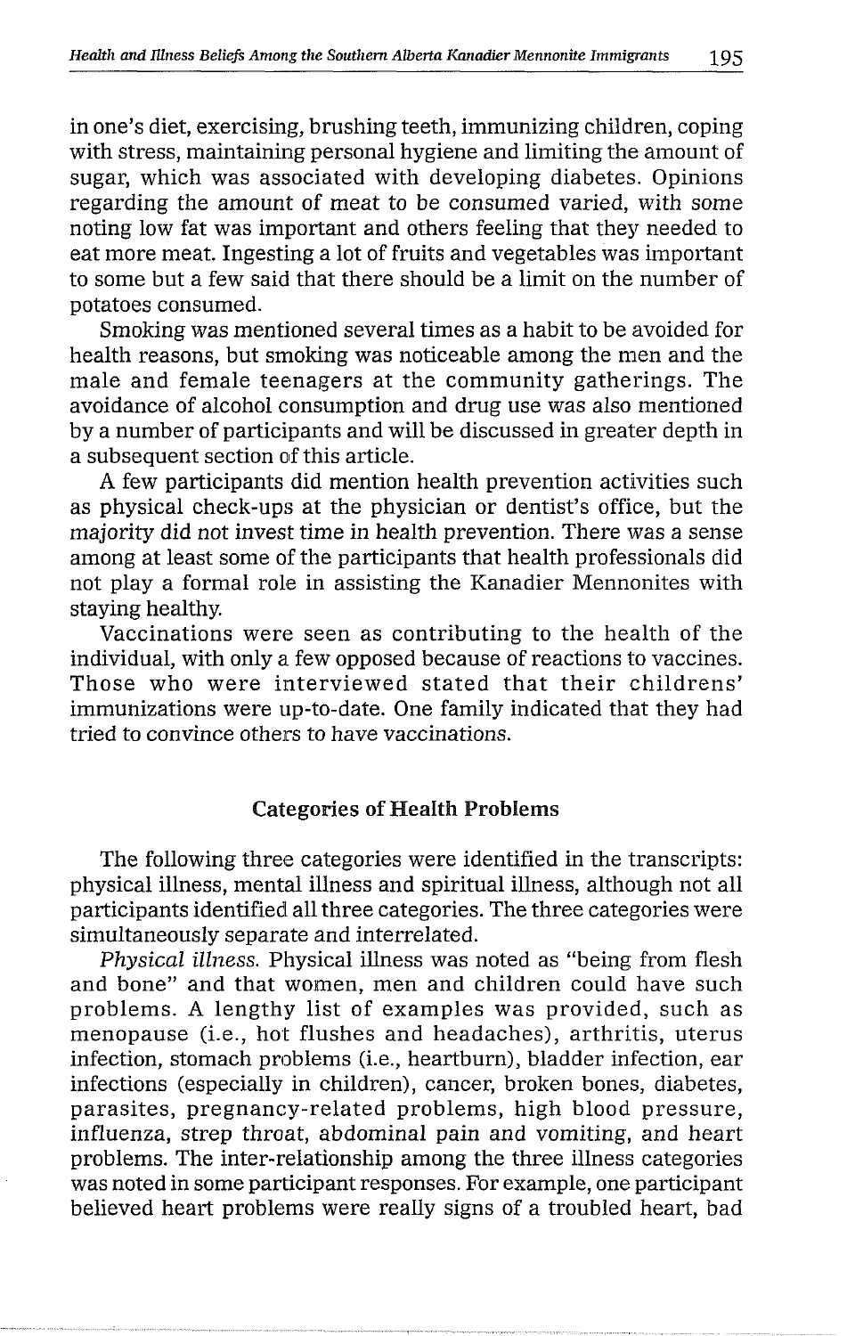in one's diet, exercising, brushing teeth, immunizing children, coping with stress, maintaining personal hygiene and limiting the amount of sugar, which was associated with developing diabetes. Opinions regarding the amount of meat to be consumed varied, with some noting low fat was important and others feeling that they needed to eat more meat. Ingesting a lot of fruits and vegetables was important to some but a few said that there should be a limit on the number of potatoes consumed.

Smoking was mentioned several times as a habit to be avoided for health reasons, but smoking was noticeable among the men and the male and female teenagers at the community gatherings. The avoidance of alcohol consumption and drug use was also mentioned by a number of participants and will be discussed in greater depth in a subsequent section of this article.

A few participants did mention health prevention activities such as physical check-ups at the physician or dentist's office, but the majority did not invest time in health prevention. There was a sense among at least some of the participants that health professionals did not play a formal role in assisting the Kanadier Mennonites with staying healthy.

Vaccinations were seen as contributing to the health of the individual, with only a few opposed because of reactions to vaccines. Those who were interviewed stated that their childrens' immunizations were up-to-date. One family indicated that they had tried to convince others to have vaccinations.

## Categories of Health Problems

The following three categories were identified in the transcripts: physical illness, mental illness and spiritual illness, although not all participants identified all three categories. The three categories were simultaneously separate and interrelated.

*Physical illness.* Physical illness was noted as "being from flesh and bone" and that women, men and children could have such problems. A lengthy list of examples was provided, such as menopause (i.e., hot flushes and headaches), arthritis, uterus infection, stomach problems (i.e., heartburn), bladder infection, ear infections (especially in children), cancer, broken bones, diabetes, parasites, pregnancy-related problems, high blood pressure, influenza, strep throat, abdominal pain and vomiting, and heart problems. The inter-relationship among the three illness categories was noted in some participant responses. For example, one participant believed heart problems were really signs of a troubled heart, bad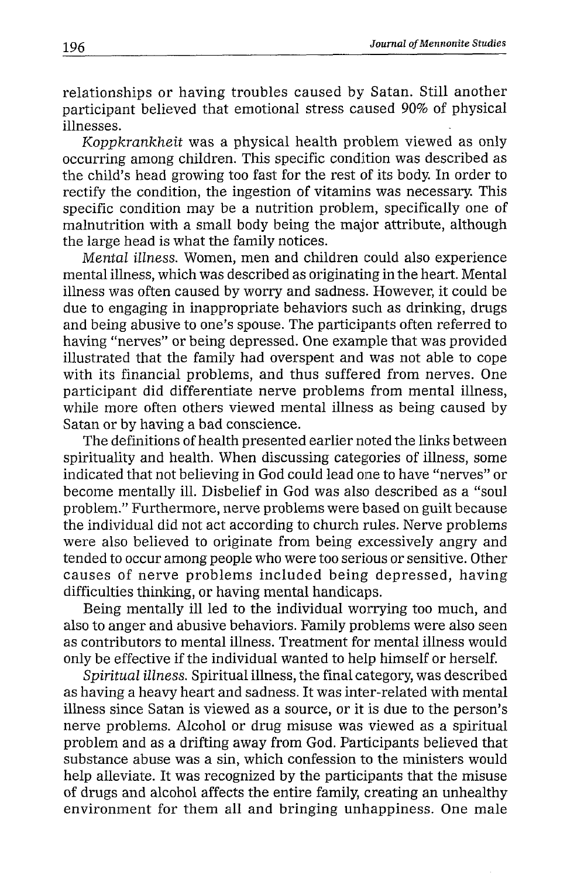relationships or having troubles caused by Satan. Still another participant believed that emotional stress caused 90% of physical illnesses.

*Koppkrankheit* was a physical health problem viewed as only occurring among children. This specific condition was described as the child's head growing too fast for the rest of its body. In order to rectify the condition, the ingestion of vitamins was necessary. This specific condition may be a nutrition problem, specifically one of malnutrition with a small body being the major attribute, although the large head is what the family notices.

*Mental illness.* Women, men and children could also experience mental illness, which was described as originating in the heart. Mental illness was often caused by worry and sadness. However, it could be due to engaging in inappropriate behaviors such as drinking, drugs and being abusive to one's spouse. The participants often referred to having "nerves" or being depressed. One example that was provided illustrated that the family had overspent and was not able to cope with its financial problems, and thus suffered from nerves. One participant did differentiate nerve problems from mental illness, while more often others viewed mental illness as being caused by Satan or by having a bad conscience.

The definitions of health presented earlier noted the links between spirituality and health. When discussing categories of illness, some indicated that not believing in God could lead one to have "nerves" or become mentally ill. Disbelief in God was also described as a "soul problem." Furthermore, nerve problems were based on guilt because the individual did not act according to church rules. Nerve problems were also believed to originate from being excessively angry and tended to occur among people who were too serious or sensitive. Other causes of nerve problems included being depressed, having difficulties thinking, or having mental handicaps.

Being mentally ill led to the individual worrying too much, and also to anger and abusive behaviors. Family problems were also seen as contributors to mental illness. Treatment for mental illness would only be effective if the individual wanted to help himself or herself.

*Spiritual illness.* Spiritual illness, the final category, was described as having a heavy heart and sadness. It was inter-related with mental illness since Satan is viewed as a source, or it is due to the person's nerve problems. Alcohol or drug misuse was viewed as a spiritual problem and as a drifting away from God. Participants believed that substance abuse was a sin, which confession to the ministers would help alleviate. It was recognized by the participants that the misuse of drugs and alcohol affects the entire family, creating an unhealthy environment for them all and bringing unhappiness. One male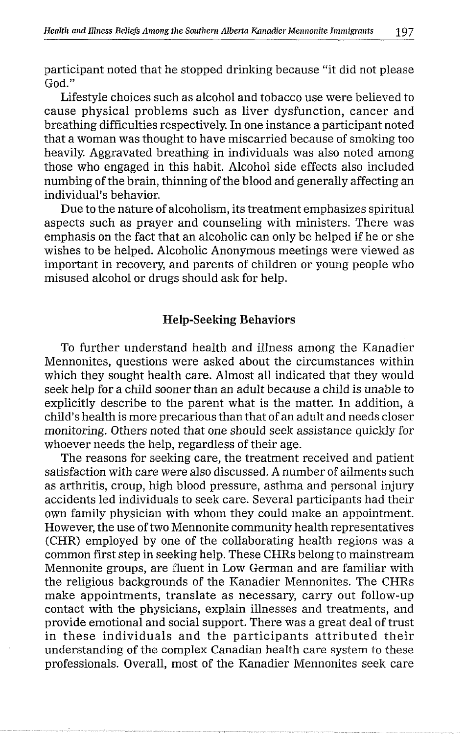participant noted that he stopped drinking because "it did not please God."

Lifestyle choices such as alcohol and tobacco use were believed to cause physical problems such as liver dysfunction, cancer and breathing difficulties respectively. In one instance a participant noted that a woman was thought to have miscarried because of smoking too heavily. Aggravated breathing in individuals was also noted among those who engaged in this habit. Alcohol side effects also included numbing of the brain, thinning of the blood and generally affecting an individual's behavior.

Due to the nature of alcoholism, its treatment emphasizes spiritual aspects such as prayer and counseling with ministers. There was emphasis on the fact that an alcoholic can only be helped if he or she wishes to be helped. Alcoholic Anonymous meetings were viewed as important in recovery, and parents of children or young people who misused alcohol or drugs should ask for help.

## Help-Seeking Behaviors

To further understand health and illness among the Kanadier Mennonites, questions were asked about the circumstances within which they sought health care. Almost all indicated that they would seek help for a child sooner than an adult because a child is unable to explicitly describe to the parent what is the matter. In addition, a child's health is more precarious than that of an adult and needs closer monitoring. Others noted that one should seek assistance quickly for whoever needs the help, regardless of their age.

The reasons for seeking care, the treatment received and patient satisfaction with care were also discussed. A number of ailments such as arthritis, croup, high blood pressure, asthma and personal injury accidents led individuals to seek care. Several participants had their own family physician with whom they could make an appointment. However, the use of two Mennonite community health representatives (CHR) employed by one of the collaborating health regions was a common first step in seeking help. These CHRs belong to mainstream Mennonite groups, are fluent in Low German and are familiar with the religious backgrounds of the Kanadier Mennonites. The CHRs make appointments, translate as necessary, carry out follow-up contact with the physicians, explain illnesses and treatments, and provide emotional and social support. There was a great deal of trust in these individuals and the participants attributed their understanding of the complex Canadian health care system to these professionals. Overall, most of the Kanadier Mennonites seek care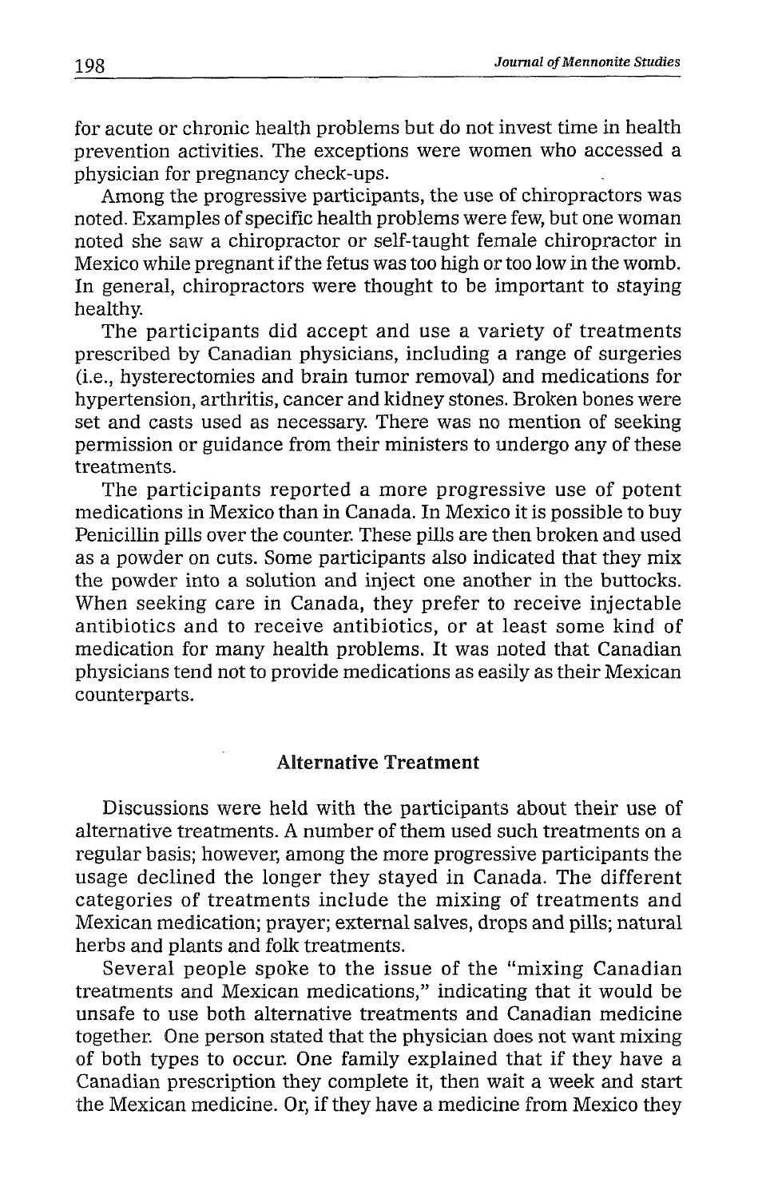for acute or chronic health problems but do not invest time in health prevention activities. The exceptions were women who accessed a physician for pregnancy check-ups.

Among the progressive participants, the use of chiropractors was noted. Examples of specific health problems were few, but one woman noted she saw a chiropractor or self-taught female chiropractor in Mexico while pregnant if the fetus was too high or too low in the womb. In general, chiropractors were thought to be important to staying healthy.

The participants did accept and use a variety of treatments prescribed by Canadian physicians, including a range of surgeries (i.e., hysterectomies and brain tumor removal) and medications for hypertension, arthritis, cancer and kidney stones. Broken bones were set and casts used as necessary. There was no mention of seeking permission or guidance from their ministers to undergo any of these treatments.

The participants reported a more progressive use of potent medications in Mexico than in Canada. In Mexico it is possible to buy Penicillin pills over the counter. These pills are then broken and used as a powder on cuts. Some participants also indicated that they mix the powder into a solution and inject one another in the buttocks. When seeking care in Canada, they prefer to receive injectable antibiotics and to receive antibiotics, or at least some kind of medication for many health problems. It was noted that Canadian physicians tend not to provide medications as easily as their Mexican counterparts.

## Alternative Treatment

Discussions were held with the participants about their use of alternative treatments. A number of them used such treatments on a regular basis; however, among the more progressive participants the usage declined the longer they stayed in Canada. The different categories of treatments include the mixing of treatments and Mexican medication; prayer; external salves, drops and pills; natural herbs and plants and folk treatments.

Several people spoke to the issue of the "mixing Canadian treatments and Mexican medications," indicating that it would be unsafe to use both alternative treatments and Canadian medicine together. One person stated that the physician does not want mixing of both types to occur. One family explained that if they have a Canadian prescription they complete it, then wait a week and start the Mexican medicine. Or, if they have a medicine from Mexico they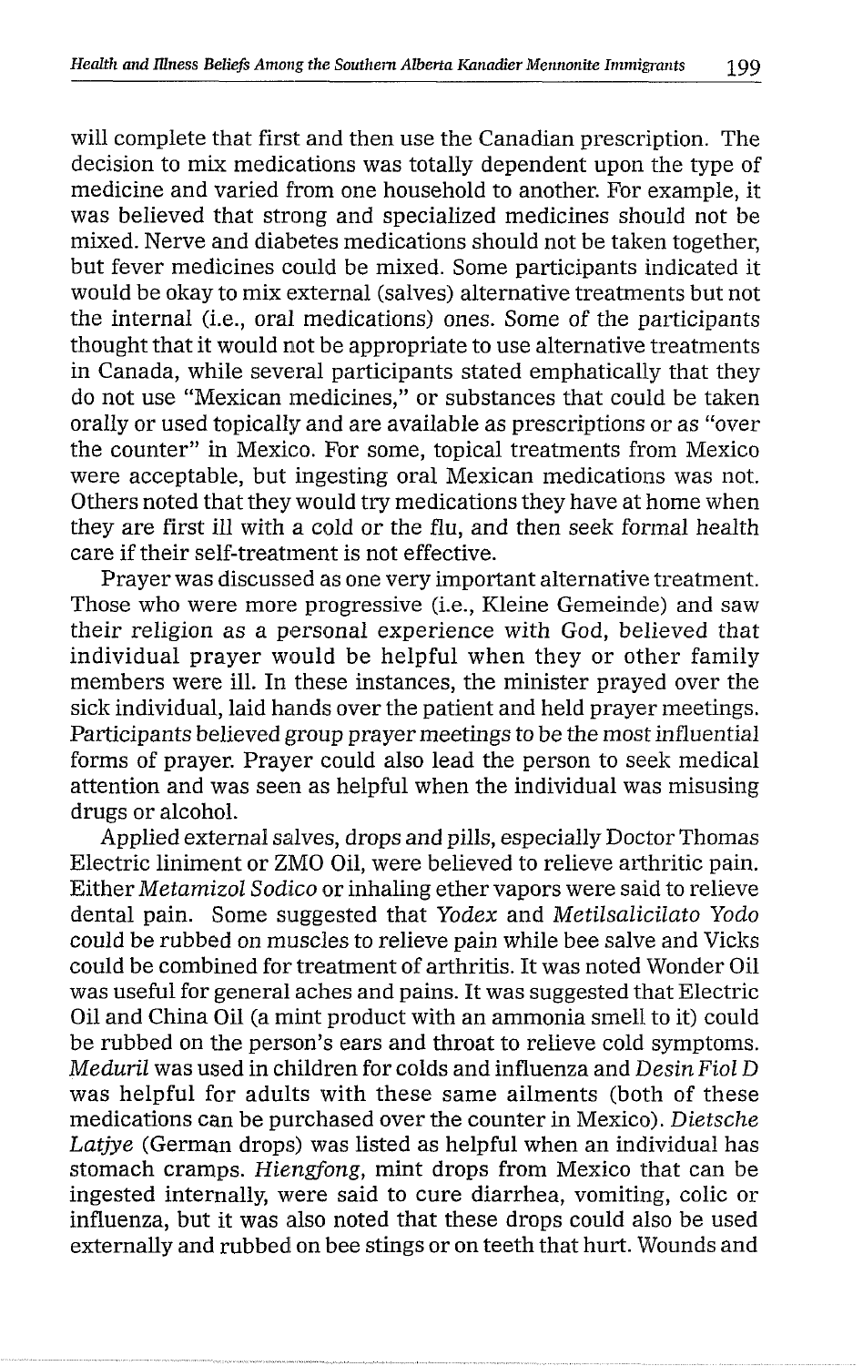will complete that first and then use the Canadian prescription. The decision to mix medications was totally dependent upon the type of medicine and varied from one household to another. For example, it was believed that strong and specialized medicines should not be mixed. Nerve and diabetes medications should not be taken together, but fever medicines could be mixed. Some participants indicated it would be okay to mix external (salves) alternative treatments but not the internal (i.e., oral medications) ones. Some of the participants thought that it would not be appropriate to use alternative treatments in Canada, while several participants stated emphatically that they do not use "Mexican medicines," or substances that could be taken orally or used topically and are available as prescriptions or as "over the counter" in Mexico. For some, topical treatments from Mexico were acceptable, but ingesting oral Mexican medications was not. Others noted that they would try medications they have at home when they are first ill with a cold or the flu, and then seek formal health care if their self-treatment is not effective.

Prayer was discussed as one very important alternative treatment. Those who were more progressive (i.e., Kleine Gemeinde) and saw their religion as a personal experience with God, believed that individual prayer would be helpful when they or other family members were ill. In these instances, the minister prayed over the sick individual, laid hands over the patient and held prayer meetings. Participants believed group prayer meetings to be the most influential forms of prayer. Prayer could also lead the person to seek medical attention and was seen as helpful when the individual was misusing drugs or alcohol.

Applied external salves, drops and pills, especially Doctor Thomas Electric liniment or ZMO Oil, were believed to relieve arthritic pain. Either *Metamizol Sodico* or inhaling ether vapors were said to relieve dental pain. Some suggested that *Yodex* and *Metilsalicilato Yodo* could be rubbed on muscles to relieve pain while bee salve and Vicks could be combined for treatment of arthritis. It was noted Wonder Oil was useful for general aches and pains. It was suggested that Electric Oil and China Oil (a mint product with an ammonia smell to it) could be rubbed on the person's ears and throat to relieve cold symptoms. *Meduril* was used in children for colds and influenza and *Desin Fiol D* was helpful for adults with these same ailments (both of these medications can be purchased over the counter in Mexico). *Dietsche Latjye* (German drops) was listed as helpful when an individual has stomach cramps. *Hiengfong*, mint drops from Mexico that can be ingested internally, were said to cure diarrhea, vomiting, colic or influenza, but it was also noted that these drops could also be used externally and rubbed on bee stings or on teeth that hurt. Wounds and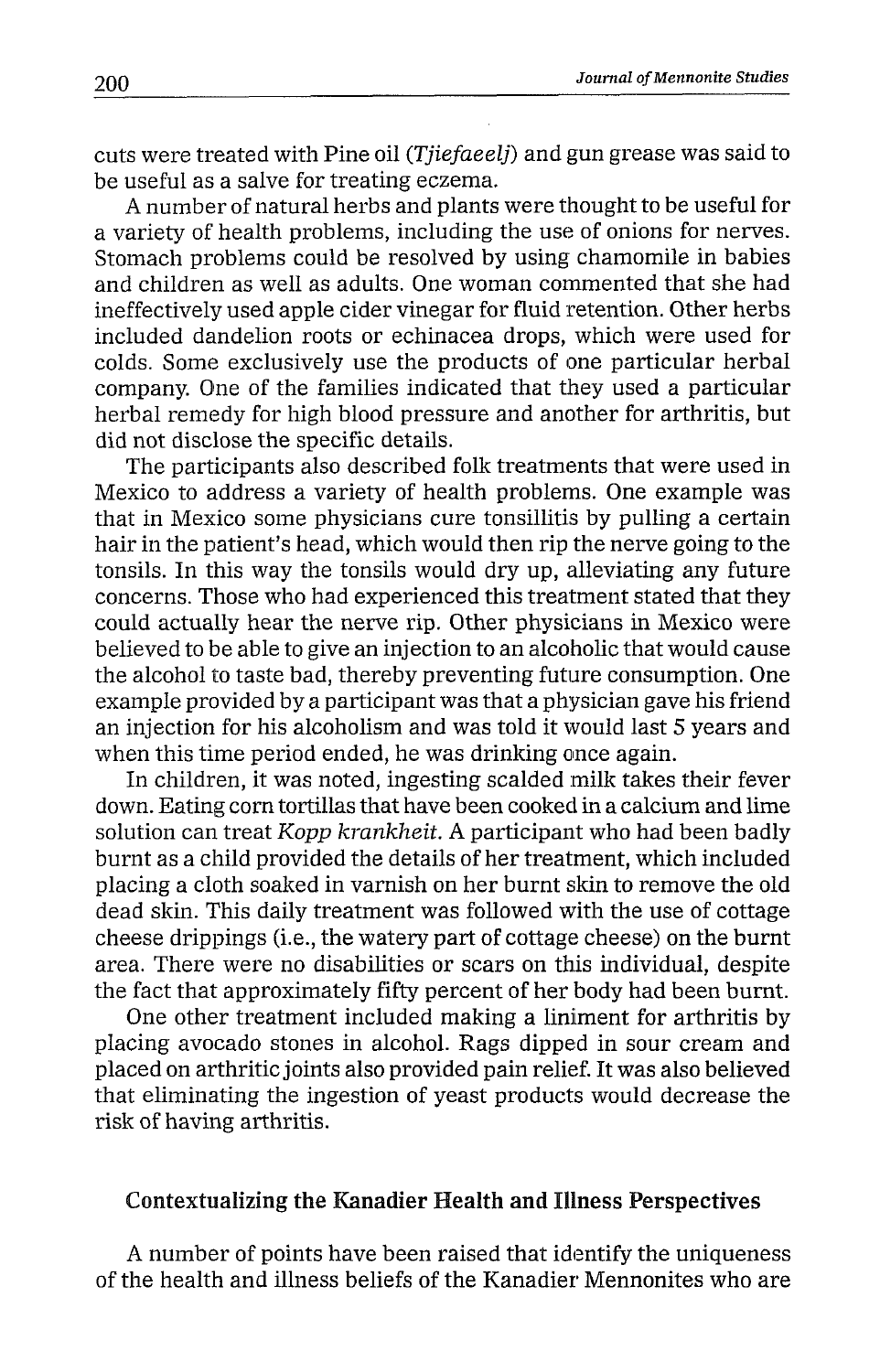cuts were treated with Pine oil (*Tjiefaeelj*) and gun grease was said to be useful as a salve for treating eczema.

A number of natural herbs and plants were thought to be useful for a variety of health problems, including the use of onions for nerves. Stomach problems could be resolved by using chamomile in babies and children as well as adults. One woman commented that she had ineffectively used apple cider vinegar for fluid retention. Other herbs included dandelion roots or echinacea drops, which were used for colds. Some exclusively use the products of one particular herbal company. One of the families indicated that they used a particular herbal remedy for high blood pressure and another for arthritis, but did not disclose the specific details.

The participants also described folk treatments that were used in Mexico to address a variety of health problems. One example was that in Mexico some physicians cure tonsillitis by pulling a certain hair in the patient's head, which would then rip the nerve going to the tonsils. In this way the tonsils would dry up, alleviating any future concerns. Those who had experienced this treatment stated that they could actually hear the nerve rip. Other physicians in Mexico were believed to be able to give an injection to an alcoholic that would cause the alcohol to taste bad, thereby preventing future consumption. One example provided by a participant was that a physician gave his friend an injection for his alcoholism and was told it would last 5 years and when this time period ended, he was drinking once again.

In children, it was noted, ingesting scalded milk takes their fever down. Eating corn tortillas that have been cooked in a calcium and lime solution can treat *Kopp krankheit*. A participant who had been badly burnt as a child provided the details of her treatment, which included placing a cloth soaked in varnish on her burnt skin to remove the old dead skin. This daily treatment was followed with the use of cottage cheese drippings (i.e., the watery part of cottage cheese) on the burnt area. There were no disabilities or scars on this individual, despite the fact that approximately fifty percent of her body had been burnt.

One other treatment included making a liniment for arthritis by placing avocado stones in alcohol. Rags dipped in sour cream and placed on arthritic joints also provided pain relief. It was also believed that eliminating the ingestion of yeast products would decrease the risk of having arthritis.

## Contextualizing the Kanadier Health and Illness Perspectives

A number of points have been raised that identify the uniqueness of the health and illness beliefs of the Kanadier Mennonites who are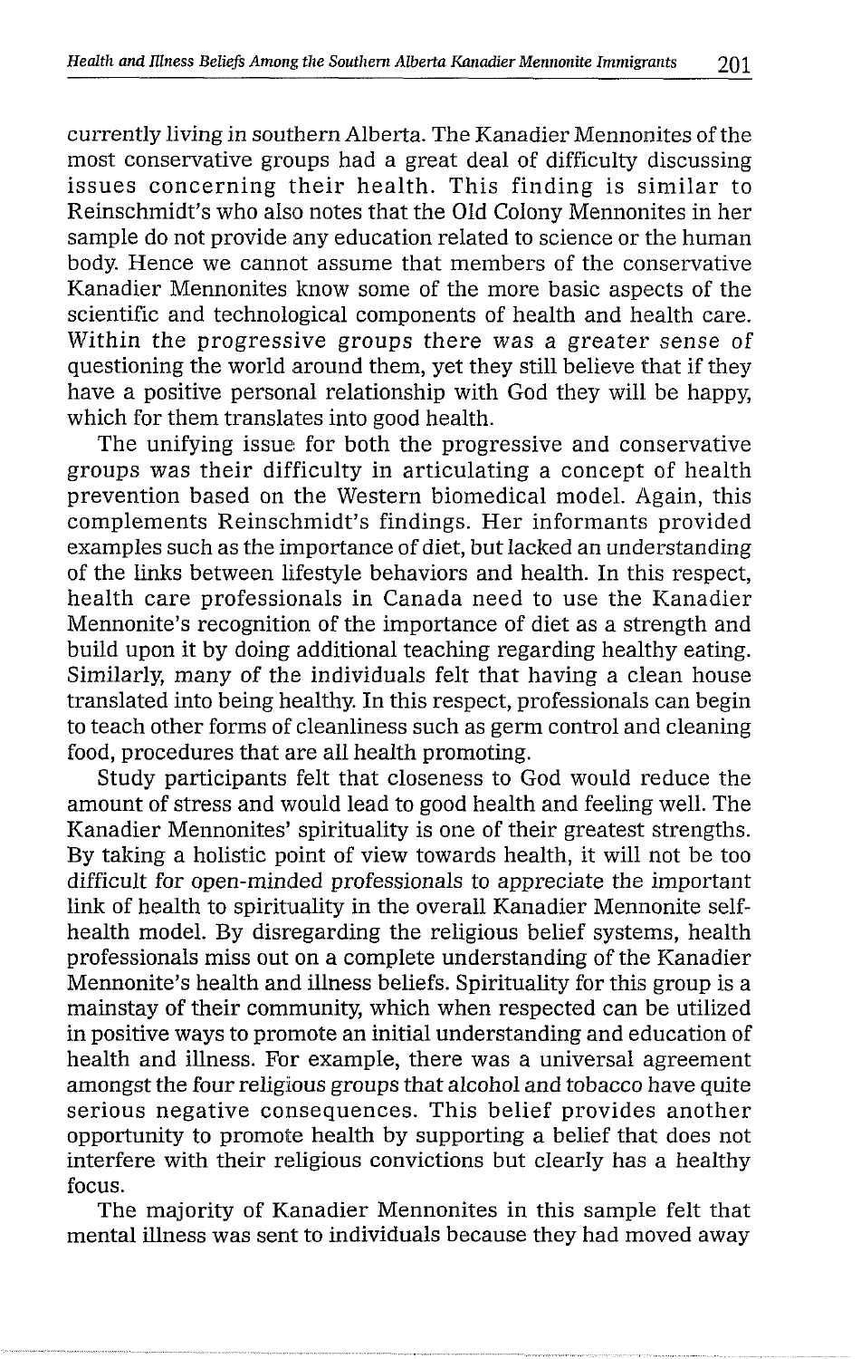currently living in southern Alberta. The Kanadier Mennonites of the most conservative groups had a great deal of difficulty discussing issues concerning their health. This finding is similar to Reinschmidt's who also notes that the Old Colony Mennonites in her sample do not provide any education related to science or the human body. Hence we cannot assume that members of the conservative Kanadier Mennonites know some of the more basic aspects of the scientific and technological components of health and health care. Within the progressive groups there was a greater sense of questioning the world around them, yet they still believe that if they have a positive personal relationship with God they will be happy, which for them translates into good health.

The unifying issue for both the progressive and conservative groups was their difficulty in articulating a concept of health prevention based on the Western biomedical model. Again, this complements Reinschmidt's findings. Her informants provided examples such as the importance of diet, but lacked an understanding of the links between lifestyle behaviors and health. In this respect, health care professionals in Canada need to use the Kanadier Mennonite's recognition of the importance of diet as a strength and build upon it by doing additional teaching regarding healthy eating. Similarly, many of the individuals felt that having a clean house translated into being healthy. In this respect, professionals can begin to teach other forms of cleanliness such as germ control and cleaning food, procedures that are all health promoting.

Study participants felt that closeness to God would reduce the amount of stress and would lead to good health and feeling well. The Kanadier Mennonites' spirituality is one of their greatest strengths. By taking a holistic point of view towards health, it will not be too difficult for open-minded professionals to appreciate the important link of health to spirituality in the overall Kanadier Mennonite self-health model. By disregarding the religious belief systems, health professionals miss out on a complete understanding of the Kanadier Mennonite's health and illness beliefs. Spirituality for this group is a mainstay of their community, which when respected can be utilized in positive ways to promote an initial understanding and education of health and illness. For example, there was a universal agreement amongst the four religious groups that alcohol and tobacco have quite serious negative consequences. This belief provides another opportunity to promote health by supporting a belief that does not interfere with their religious convictions but clearly has a healthy focus.

The majority of Kanadier Mennonites in this sample felt that mental illness was sent to individuals because they had moved away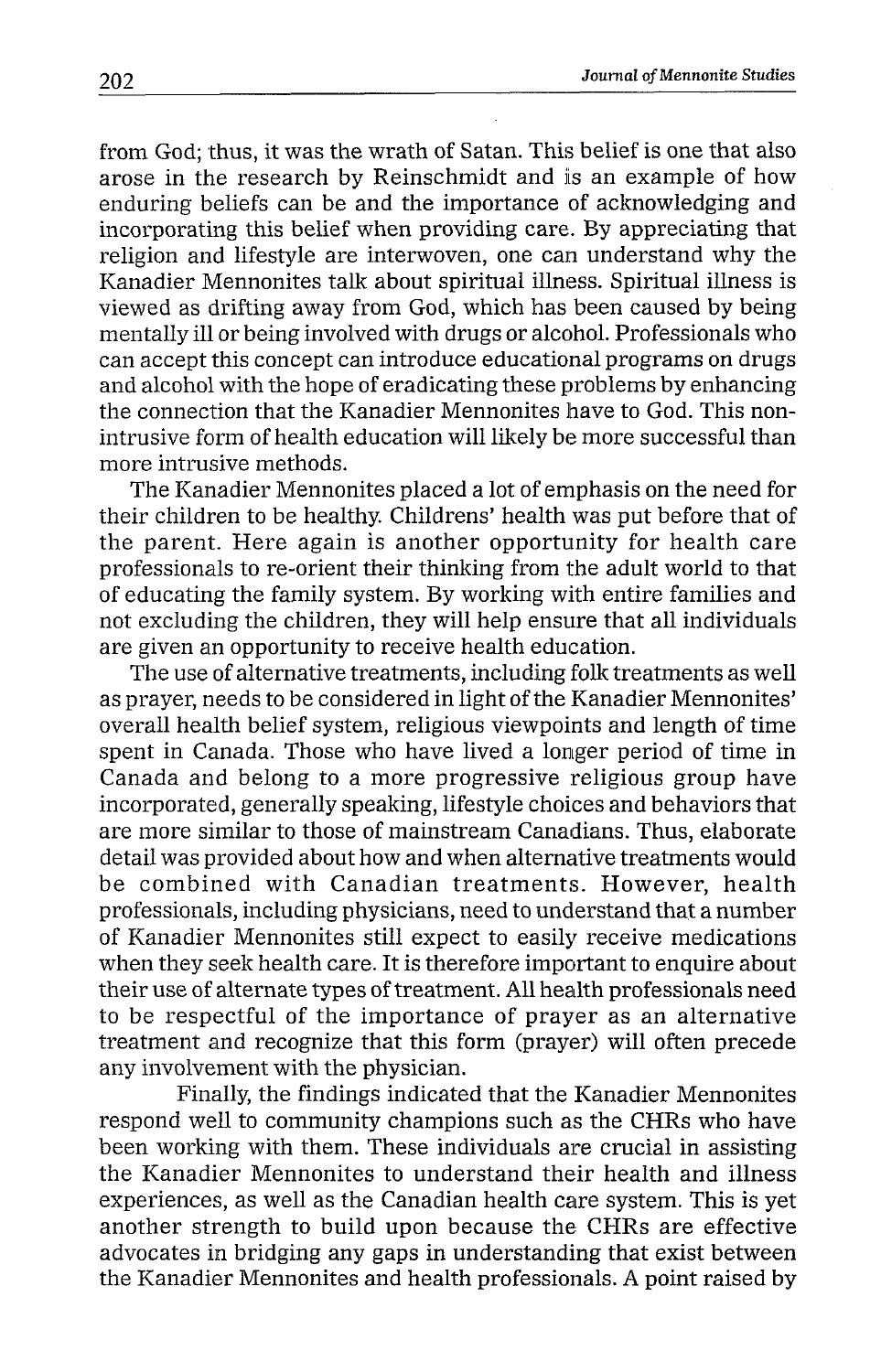from God; thus, it was the wrath of Satan. This belief is one that also arose in the research by Reinschmidt and is an example of how enduring beliefs can be and the importance of acknowledging and incorporating this belief when providing care. By appreciating that religion and lifestyle are interwoven, one can understand why the Kanadier Mennonites talk about spiritual illness. Spiritual illness is viewed as drifting away from God, which has been caused by being mentally ill or being involved with drugs or alcohol. Professionals who can accept this concept can introduce educational programs on drugs and alcohol with the hope of eradicating these problems by enhancing the connection that the Kanadier Mennonites have to God. This non-intrusive form of health education will likely be more successful than more intrusive methods.

The Kanadier Mennonites placed a lot of emphasis on the need for their children to be healthy. Childrens' health was put before that of the parent. Here again is another opportunity for health care professionals to re-orient their thinking from the adult world to that of educating the family system. By working with entire families and not excluding the children, they will help ensure that all individuals are given an opportunity to receive health education.

The use of alternative treatments, including folk treatments as well as prayer, needs to be considered in light of the Kanadier Mennonites' overall health belief system, religious viewpoints and length of time spent in Canada. Those who have lived a longer period of time in Canada and belong to a more progressive religious group have incorporated, generally speaking, lifestyle choices and behaviors that are more similar to those of mainstream Canadians. Thus, elaborate detail was provided about how and when alternative treatments would be combined with Canadian treatments. However, health professionals, including physicians, need to understand that a number of Kanadier Mennonites still expect to easily receive medications when they seek health care. It is therefore important to enquire about their use of alternate types of treatment. All health professionals need to be respectful of the importance of prayer as an alternative treatment and recognize that this form (prayer) will often precede any involvement with the physician.

Finally, the findings indicated that the Kanadier Mennonites respond well to community champions such as the CHRs who have been working with them. These individuals are crucial in assisting the Kanadier Mennonites to understand their health and illness experiences, as well as the Canadian health care system. This is yet another strength to build upon because the CHRs are effective advocates in bridging any gaps in understanding that exist between the Kanadier Mennonites and health professionals. A point raised by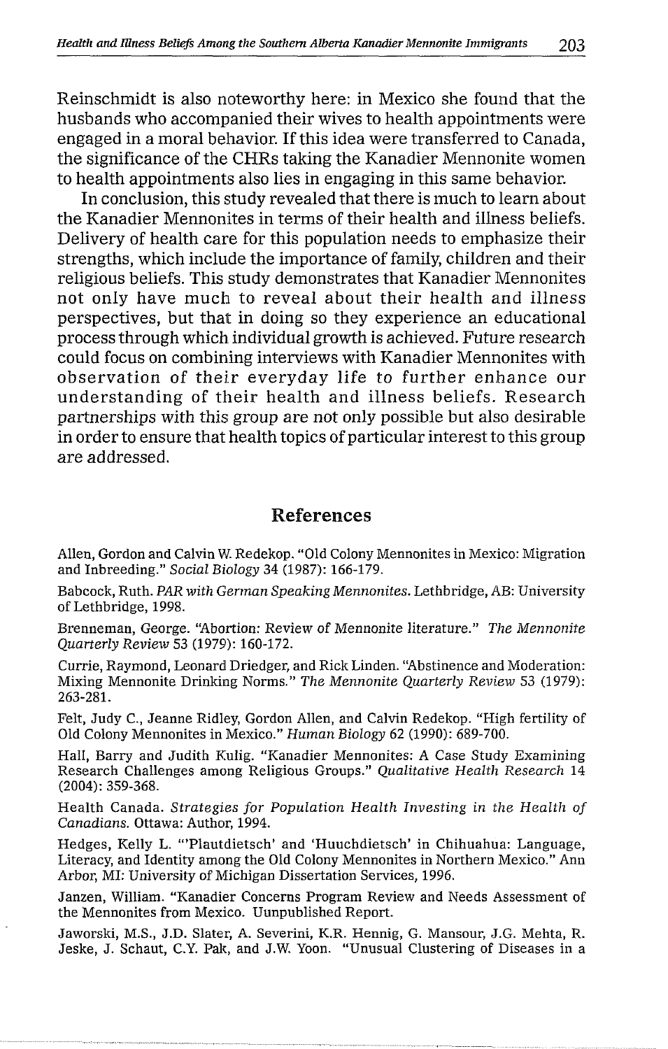Reinschmidt is also noteworthy here: in Mexico she found that the husbands who accompanied their wives to health appointments were engaged in a moral behavior. If this idea were transferred to Canada, the significance of the CHRs taking the Kanadier Mennonite women to health appointments also lies in engaging in this same behavior.

In conclusion, this study revealed that there is much to learn about the Kanadier Mennonites in terms of their health and illness beliefs. Delivery of health care for this population needs to emphasize their strengths, which include the importance of family, children and their religious beliefs. This study demonstrates that Kanadier Mennonites not only have much to reveal about their health and illness perspectives, but that in doing so they experience an educational process through which individual growth is achieved. Future research could focus on combining interviews with Kanadier Mennonites with observation of their everyday life to further enhance our understanding of their health and illness beliefs. Research partnerships with this group are not only possible but also desirable in order to ensure that health topics of particular interest to this group are addressed.

## References

Allen, Gordon and Calvin W. Redekop. "Old Colony Mennonites in Mexico: Migration and Inbreeding." *Social Biology* 34 (1987): 166-179.

Babcock, Ruth. *PAR with German Speaking Mennonites*. Lethbridge, AB: University of Lethbridge, 1998.

Brenneman, George. "Abortion: Review of Mennonite literature." *The Mennonite Quarterly Review* 53 (1979): 160-172.

Currie, Raymond, Leonard Driedger, and Rick Linden. "Abstinence and Moderation: Mixing Mennonite Drinking Norms." *The Mennonite Quarterly Review* 53 (1979): 263-281.

Felt, Judy C., Jeanne Ridley, Gordon Allen, and Calvin Redekop. "High fertility of Old Colony Mennonites in Mexico." *Human Biology* 62 (1990): 689-700.

Hall, Barry and Judith Kulig. "Kanadier Mennonites: A Case Study Examining Research Challenges among Religious Groups." *Qualitative Health Research* 14 (2004): 359-368.

Health Canada. *Strategies for Population Health Investing in the Health of Canadians*. Ottawa: Author, 1994.

Hedges, Kelly L. "'Plautdietsch' and 'Huuchdietsch' in Chihuahua: Language, Literacy, and Identity among the Old Colony Mennonites in Northern Mexico." Ann Arbor, MI: University of Michigan Dissertation Services, 1996.

Janzen, William. "Kanadier Concerns Program Review and Needs Assessment of the Mennonites from Mexico. Unpublished Report.

Jaworski, M.S., J.D. Slater, A. Severini, K.R. Hennig, G. Mansour, J.G. Mehta, R. Jeske, J. Schaut, C.Y. Pak, and J.W. Yoon. "Unusual Clustering of Diseases in a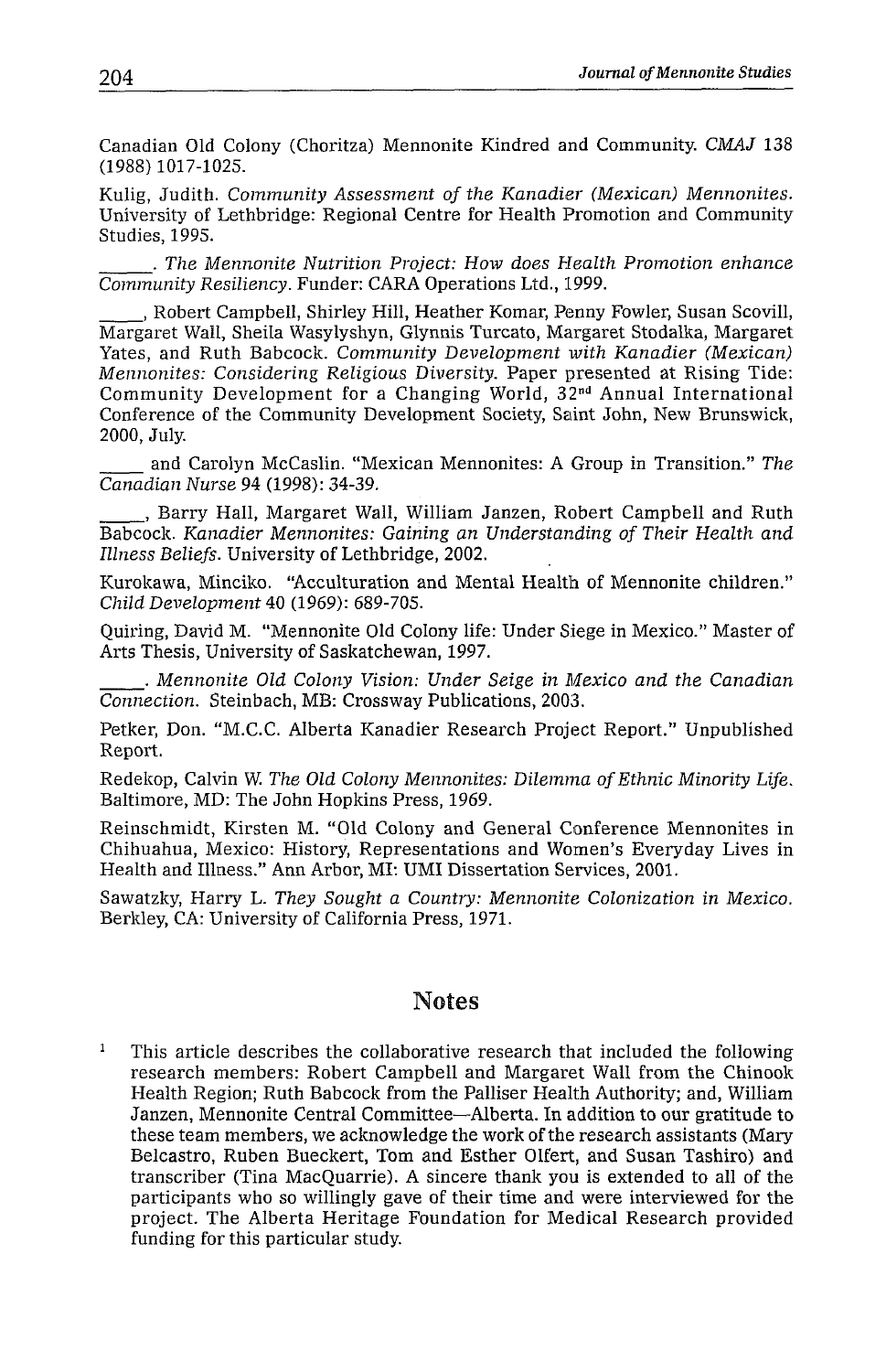Canadian Old Colony (Choritza) Mennonite Kindred and Community. *CMAJ* 138 (1988) 1017-1025.

Kulig, Judith. *Community Assessment of the Kanadier (Mexican) Mennonites.* University of Lethbridge: Regional Centre for Health Promotion and Community Studies, 1995.

_____. *The Mennonite Nutrition Project: How does Health Promotion enhance Community Resiliency.* Funder: CARA Operations Ltd., 1999.

_____, Robert Campbell, Shirley Hill, Heather Komar, Penny Fowler, Susan Scovill, Margaret Wall, Sheila Wasylyshyn, Glynnis Turcato, Margaret Stodalka, Margaret Yates, and Ruth Babcock. *Community Development with Kanadier (Mexican) Mennonites: Considering Religious Diversity.* Paper presented at Rising Tide: Community Development for a Changing World, 32nd Annual International Conference of the Community Development Society, Saint John, New Brunswick, 2000, July.

_____ and Carolyn McCaslin. "Mexican Mennonites: A Group in Transition." *The Canadian Nurse* 94 (1998): 34-39.

_____, Barry Hall, Margaret Wall, William Janzen, Robert Campbell and Ruth Babcock. *Kanadier Mennonites: Gaining an Understanding of Their Health and Illness Beliefs.* University of Lethbridge, 2002.

Kurokawa, Minciko. "Acculturation and Mental Health of Mennonite children." *Child Development* 40 (1969): 689-705.

Quiring, David M. "Mennonite Old Colony life: Under Siege in Mexico." Master of Arts Thesis, University of Saskatchewan, 1997.

_____. *Mennonite Old Colony Vision: Under Seige in Mexico and the Canadian Connection.* Steinbach, MB: Crossway Publications, 2003.

Petker, Don. "M.C.C. Alberta Kanadier Research Project Report." Unpublished Report.

Redekop, Calvin W. *The Old Colony Mennonites: Dilemma of Ethnic Minority Life.* Baltimore, MD: The John Hopkins Press, 1969.

Reinschmidt, Kirsten M. "Old Colony and General Conference Mennonites in Chihuahua, Mexico: History, Representations and Women's Everyday Lives in Health and Illness." Ann Arbor, MI: UMI Dissertation Services, 2001.

Sawatzky, Harry L. *They Sought a Country: Mennonite Colonization in Mexico.* Berkley, CA: University of California Press, 1971.

## Notes

[1] This article describes the collaborative research that included the following research members: Robert Campbell and Margaret Wall from the Chinook Health Region; Ruth Babcock from the Palliser Health Authority; and, William Janzen, Mennonite Central Committee—Alberta. In addition to our gratitude to these team members, we acknowledge the work of the research assistants (Mary Belcastro, Ruben Bueckert, Tom and Esther Olfert, and Susan Tashiro) and transcriber (Tina MacQuarrie). A sincere thank you is extended to all of the participants who so willingly gave of their time and were interviewed for the project. The Alberta Heritage Foundation for Medical Research provided funding for this particular study.